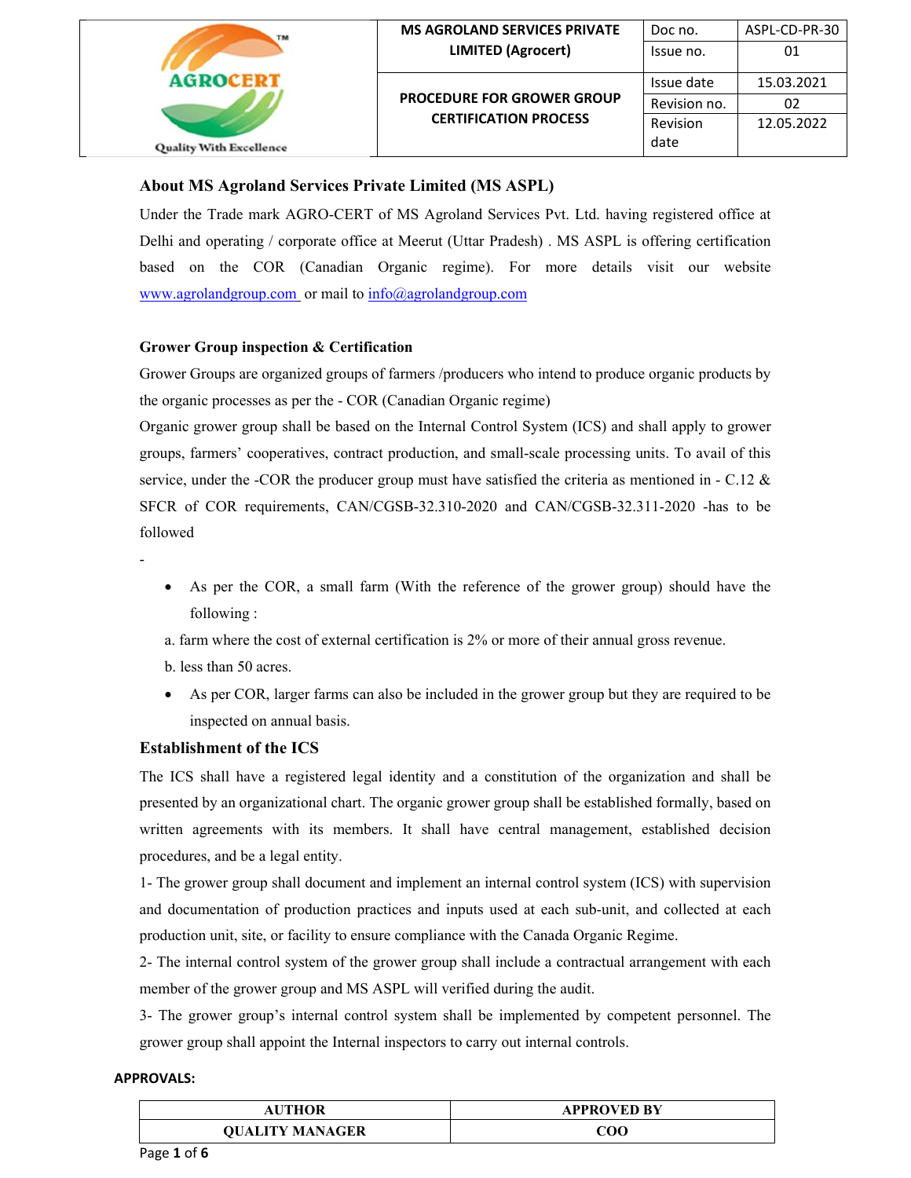| MS AGROLAND SERVICES PRIVATE LIMITED (Agrocert) | Doc no. | ASPL-CD-PR-30 |
|---|---|---|
| | Issue no. | 01 |
| PROCEDURE FOR GROWER GROUP CERTIFICATION PROCESS | Issue date | 15.03.2021 |
| | Revision no. | 02 |
| | Revision date | 12.05.2022 |

## About MS Agroland Services Private Limited (MS ASPL)

Under the Trade mark AGRO-CERT of MS Agroland Services Pvt. Ltd. having registered office at Delhi and operating / corporate office at Meerut (Uttar Pradesh) . MS ASPL is offering certification based on the COR (Canadian Organic regime). For more details visit our website www.agrolandgroup.com or mail to info@agrolandgroup.com

### Grower Group inspection & Certification

Grower Groups are organized groups of farmers /producers who intend to produce organic products by the organic processes as per the - COR (Canadian Organic regime)

Organic grower group shall be based on the Internal Control System (ICS) and shall apply to grower groups, farmers' cooperatives, contract production, and small-scale processing units. To avail of this service, under the -COR the producer group must have satisfied the criteria as mentioned in - C.12 & SFCR of COR requirements, CAN/CGSB-32.310-2020 and CAN/CGSB-32.311-2020 -has to be followed

-

- As per the COR, a small farm (With the reference of the grower group) should have the following :

a. farm where the cost of external certification is 2% or more of their annual gross revenue.

b. less than 50 acres.

- As per COR, larger farms can also be included in the grower group but they are required to be inspected on annual basis.

## Establishment of the ICS

The ICS shall have a registered legal identity and a constitution of the organization and shall be presented by an organizational chart. The organic grower group shall be established formally, based on written agreements with its members. It shall have central management, established decision procedures, and be a legal entity.

1- The grower group shall document and implement an internal control system (ICS) with supervision and documentation of production practices and inputs used at each sub-unit, and collected at each production unit, site, or facility to ensure compliance with the Canada Organic Regime.

2- The internal control system of the grower group shall include a contractual arrangement with each member of the grower group and MS ASPL will verified during the audit.

3- The grower group's internal control system shall be implemented by competent personnel. The grower group shall appoint the Internal inspectors to carry out internal controls.

**APPROVALS:**

| AUTHOR | APPROVED BY |
|---|---|
| QUALITY MANAGER | COO |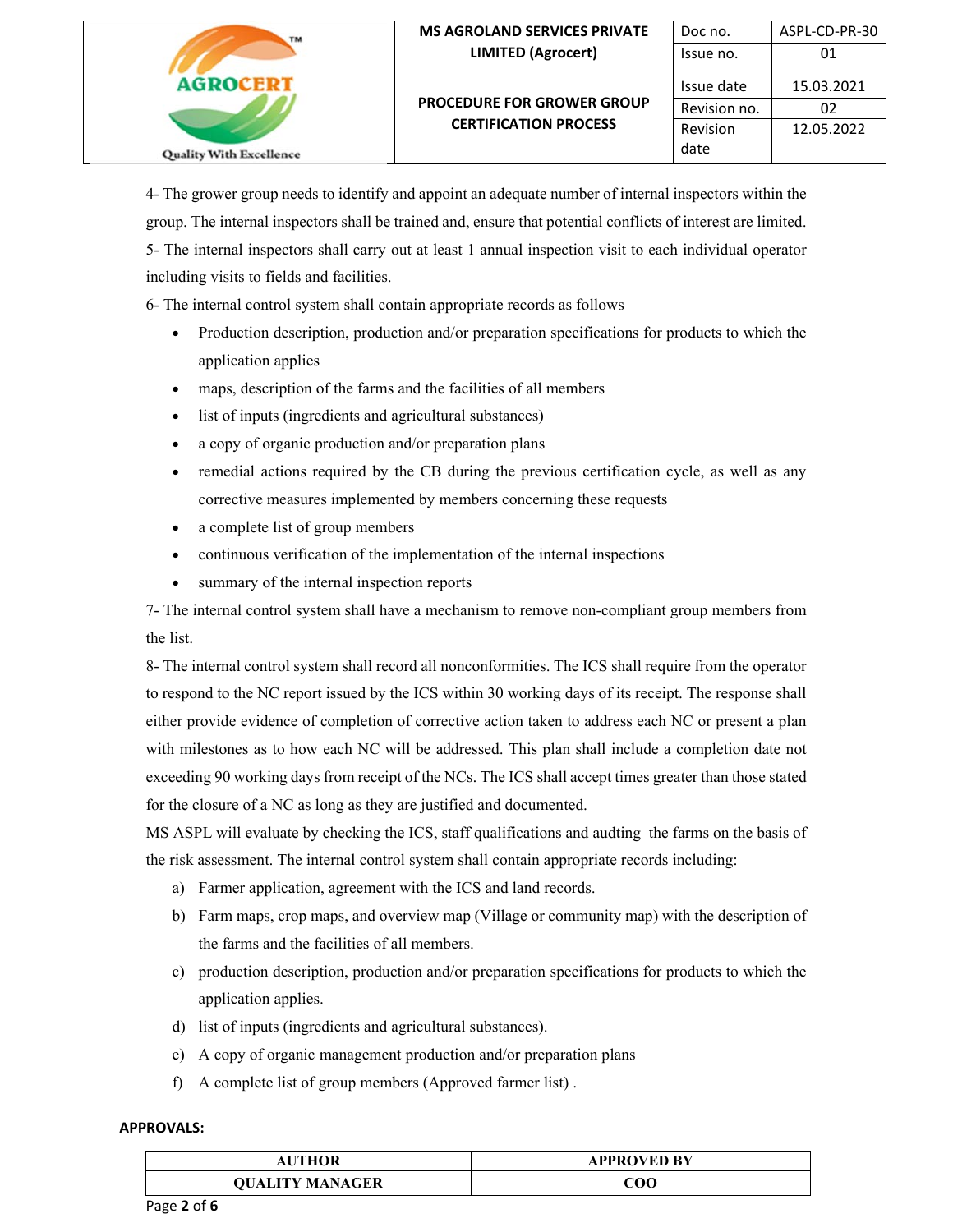4- The grower group needs to identify and appoint an adequate number of internal inspectors within the group. The internal inspectors shall be trained and, ensure that potential conflicts of interest are limited.

5- The internal inspectors shall carry out at least 1 annual inspection visit to each individual operator including visits to fields and facilities.

6- The internal control system shall contain appropriate records as follows

- Production description, production and/or preparation specifications for products to which the application applies
- maps, description of the farms and the facilities of all members
- list of inputs (ingredients and agricultural substances)
- a copy of organic production and/or preparation plans
- remedial actions required by the CB during the previous certification cycle, as well as any corrective measures implemented by members concerning these requests
- a complete list of group members
- continuous verification of the implementation of the internal inspections
- summary of the internal inspection reports

7- The internal control system shall have a mechanism to remove non-compliant group members from the list.

8- The internal control system shall record all nonconformities. The ICS shall require from the operator to respond to the NC report issued by the ICS within 30 working days of its receipt. The response shall either provide evidence of completion of corrective action taken to address each NC or present a plan with milestones as to how each NC will be addressed. This plan shall include a completion date not exceeding 90 working days from receipt of the NCs. The ICS shall accept times greater than those stated for the closure of a NC as long as they are justified and documented.

MS ASPL will evaluate by checking the ICS, staff qualifications and audting the farms on the basis of the risk assessment. The internal control system shall contain appropriate records including:

a) Farmer application, agreement with the ICS and land records.
b) Farm maps, crop maps, and overview map (Village or community map) with the description of the farms and the facilities of all members.
c) production description, production and/or preparation specifications for products to which the application applies.
d) list of inputs (ingredients and agricultural substances).
e) A copy of organic management production and/or preparation plans
f) A complete list of group members (Approved farmer list) .

**APPROVALS:**

| AUTHOR | APPROVED BY |
|---|---|
| QUALITY MANAGER | COO |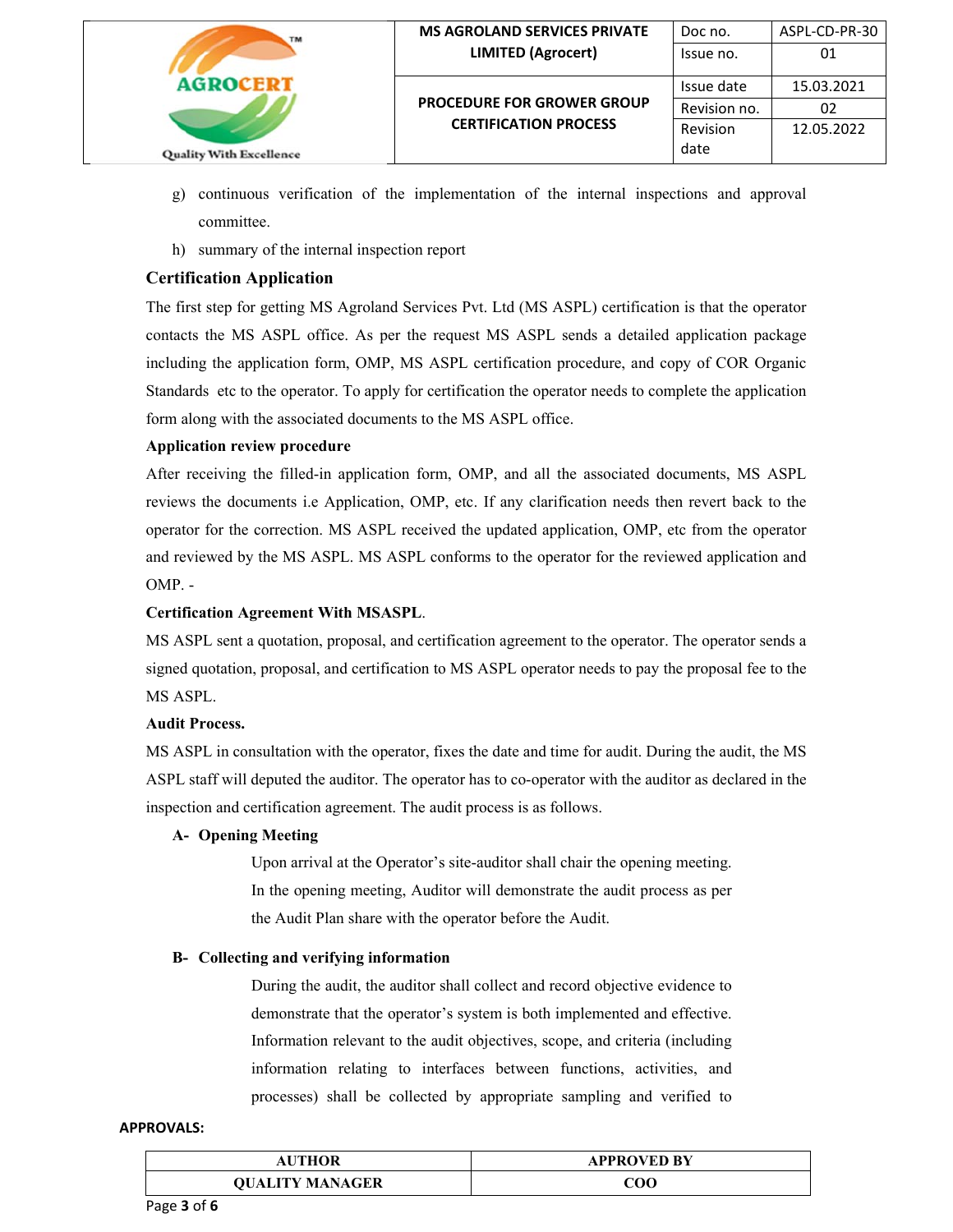g) continuous verification of the implementation of the internal inspections and approval committee.

h) summary of the internal inspection report

## Certification Application

The first step for getting MS Agroland Services Pvt. Ltd (MS ASPL) certification is that the operator contacts the MS ASPL office. As per the request MS ASPL sends a detailed application package including the application form, OMP, MS ASPL certification procedure, and copy of COR Organic Standards etc to the operator. To apply for certification the operator needs to complete the application form along with the associated documents to the MS ASPL office.

**Application review procedure**

After receiving the filled-in application form, OMP, and all the associated documents, MS ASPL reviews the documents i.e Application, OMP, etc. If any clarification needs then revert back to the operator for the correction. MS ASPL received the updated application, OMP, etc from the operator and reviewed by the MS ASPL. MS ASPL conforms to the operator for the reviewed application and OMP. -

**Certification Agreement With MSASPL**.

MS ASPL sent a quotation, proposal, and certification agreement to the operator. The operator sends a signed quotation, proposal, and certification to MS ASPL operator needs to pay the proposal fee to the MS ASPL.

**Audit Process.**

MS ASPL in consultation with the operator, fixes the date and time for audit. During the audit, the MS ASPL staff will deputed the auditor. The operator has to co-operator with the auditor as declared in the inspection and certification agreement. The audit process is as follows.

**A- Opening Meeting**

Upon arrival at the Operator's site-auditor shall chair the opening meeting. In the opening meeting, Auditor will demonstrate the audit process as per the Audit Plan share with the operator before the Audit.

**B- Collecting and verifying information**

During the audit, the auditor shall collect and record objective evidence to demonstrate that the operator's system is both implemented and effective. Information relevant to the audit objectives, scope, and criteria (including information relating to interfaces between functions, activities, and processes) shall be collected by appropriate sampling and verified to

**APPROVALS:**

| AUTHOR | APPROVED BY |
|---|---|
| QUALITY MANAGER | COO |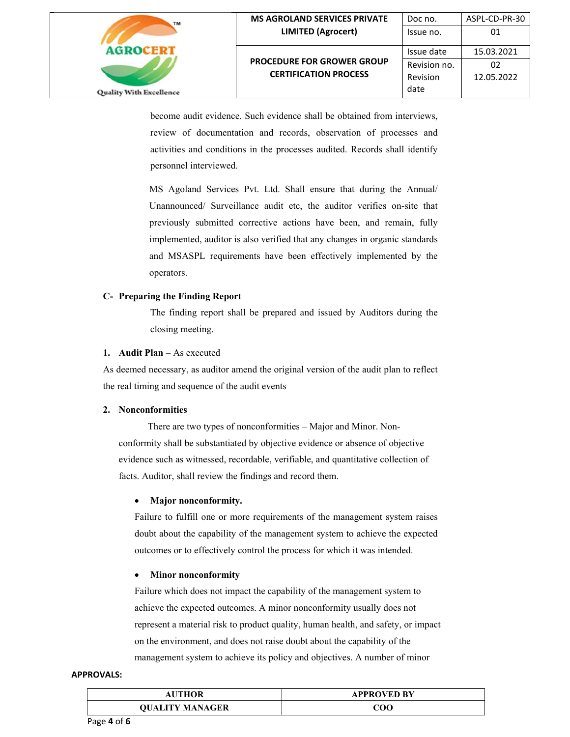become audit evidence. Such evidence shall be obtained from interviews, review of documentation and records, observation of processes and activities and conditions in the processes audited. Records shall identify personnel interviewed.

MS Agoland Services Pvt. Ltd. Shall ensure that during the Annual/ Unannounced/ Surveillance audit etc, the auditor verifies on-site that previously submitted corrective actions have been, and remain, fully implemented, auditor is also verified that any changes in organic standards and MSASPL requirements have been effectively implemented by the operators.

**C- Preparing the Finding Report**

The finding report shall be prepared and issued by Auditors during the closing meeting.

**1. Audit Plan** – As executed

As deemed necessary, as auditor amend the original version of the audit plan to reflect the real timing and sequence of the audit events

**2. Nonconformities**

There are two types of nonconformities – Major and Minor. Non-conformity shall be substantiated by objective evidence or absence of objective evidence such as witnessed, recordable, verifiable, and quantitative collection of facts. Auditor, shall review the findings and record them.

- **Major nonconformity.**

  Failure to fulfill one or more requirements of the management system raises doubt about the capability of the management system to achieve the expected outcomes or to effectively control the process for which it was intended.

- **Minor nonconformity**

  Failure which does not impact the capability of the management system to achieve the expected outcomes. A minor nonconformity usually does not represent a material risk to product quality, human health, and safety, or impact on the environment, and does not raise doubt about the capability of the management system to achieve its policy and objectives. A number of minor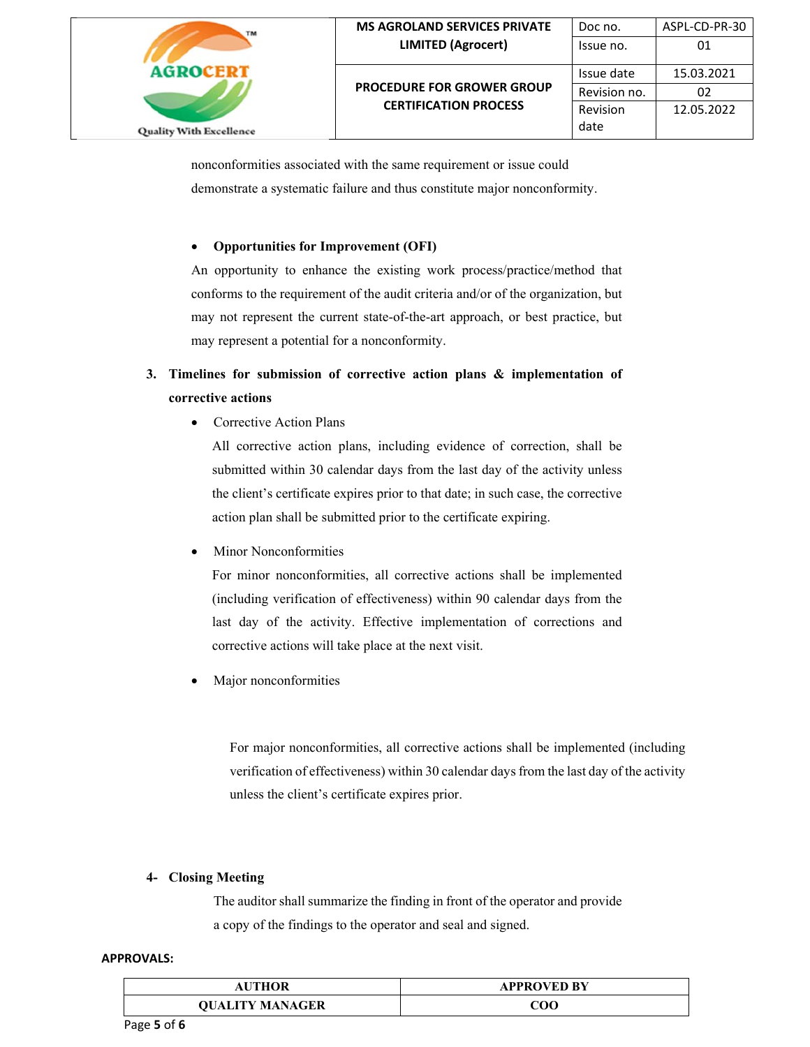nonconformities associated with the same requirement or issue could demonstrate a systematic failure and thus constitute major nonconformity.

- **Opportunities for Improvement (OFI)**

An opportunity to enhance the existing work process/practice/method that conforms to the requirement of the audit criteria and/or of the organization, but may not represent the current state-of-the-art approach, or best practice, but may represent a potential for a nonconformity.

3. **Timelines for submission of corrective action plans & implementation of corrective actions**

- Corrective Action Plans

  All corrective action plans, including evidence of correction, shall be submitted within 30 calendar days from the last day of the activity unless the client's certificate expires prior to that date; in such case, the corrective action plan shall be submitted prior to the certificate expiring.

- Minor Nonconformities

  For minor nonconformities, all corrective actions shall be implemented (including verification of effectiveness) within 90 calendar days from the last day of the activity. Effective implementation of corrections and corrective actions will take place at the next visit.

- Major nonconformities

  For major nonconformities, all corrective actions shall be implemented (including verification of effectiveness) within 30 calendar days from the last day of the activity unless the client's certificate expires prior.

4- **Closing Meeting**

The auditor shall summarize the finding in front of the operator and provide a copy of the findings to the operator and seal and signed.

**APPROVALS:**

| AUTHOR | APPROVED BY |
| --- | --- |
| QUALITY MANAGER | COO |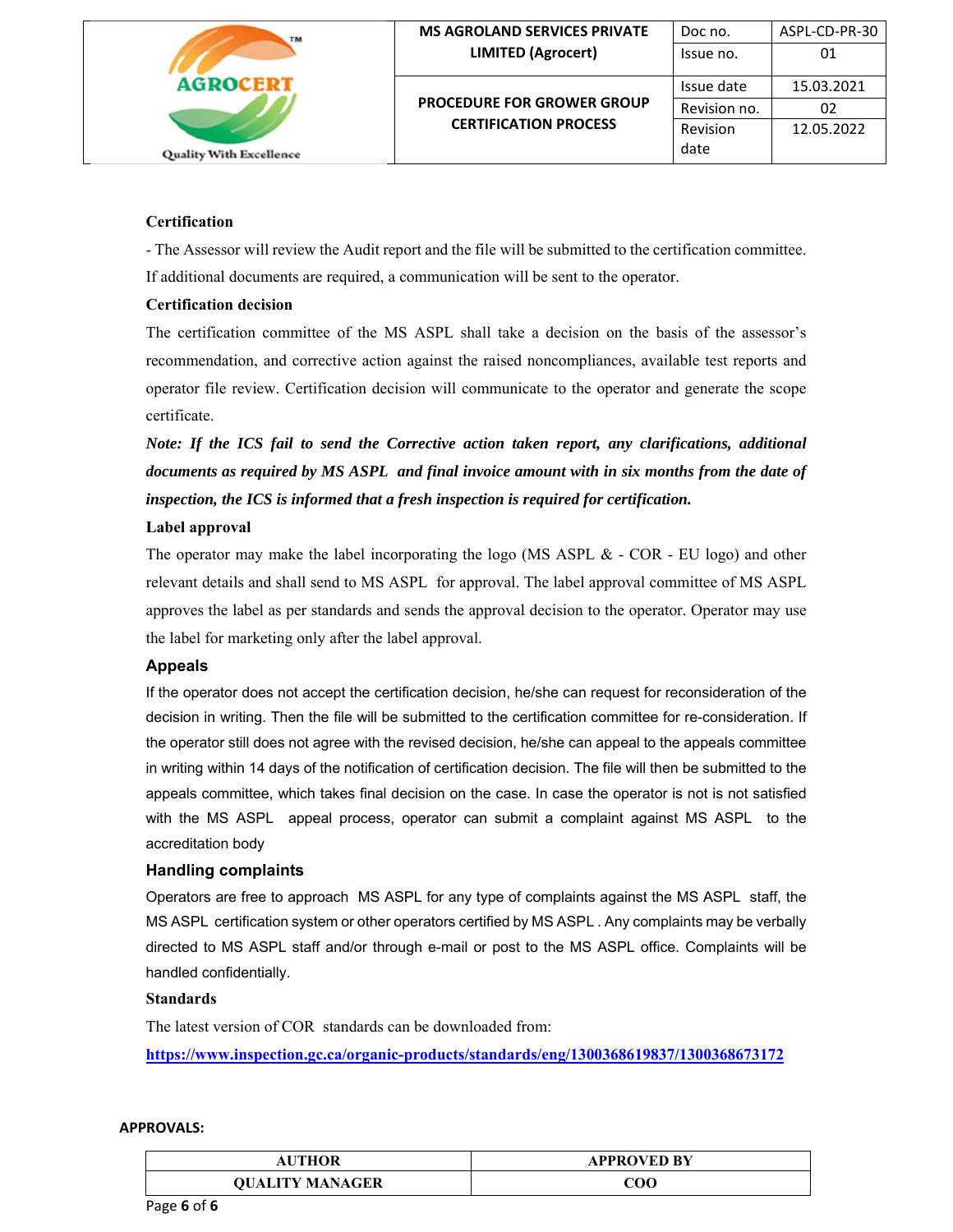**Certification**

- The Assessor will review the Audit report and the file will be submitted to the certification committee. If additional documents are required, a communication will be sent to the operator.

**Certification decision**

The certification committee of the MS ASPL shall take a decision on the basis of the assessor's recommendation, and corrective action against the raised noncompliances, available test reports and operator file review. Certification decision will communicate to the operator and generate the scope certificate.

***Note: If the ICS fail to send the Corrective action taken report, any clarifications, additional documents as required by MS ASPL and final invoice amount with in six months from the date of inspection, the ICS is informed that a fresh inspection is required for certification.***

**Label approval**

The operator may make the label incorporating the logo (MS ASPL & - COR - EU logo) and other relevant details and shall send to MS ASPL for approval. The label approval committee of MS ASPL approves the label as per standards and sends the approval decision to the operator. Operator may use the label for marketing only after the label approval.

**Appeals**

If the operator does not accept the certification decision, he/she can request for reconsideration of the decision in writing. Then the file will be submitted to the certification committee for re-consideration. If the operator still does not agree with the revised decision, he/she can appeal to the appeals committee in writing within 14 days of the notification of certification decision. The file will then be submitted to the appeals committee, which takes final decision on the case. In case the operator is not is not satisfied with the MS ASPL appeal process, operator can submit a complaint against MS ASPL to the accreditation body

**Handling complaints**

Operators are free to approach MS ASPL for any type of complaints against the MS ASPL staff, the MS ASPL certification system or other operators certified by MS ASPL . Any complaints may be verbally directed to MS ASPL staff and/or through e-mail or post to the MS ASPL office. Complaints will be handled confidentially.

**Standards**

The latest version of COR standards can be downloaded from:

**https://www.inspection.gc.ca/organic-products/standards/eng/1300368619837/1300368673172**

**APPROVALS:**

| AUTHOR | APPROVED BY |
|---|---|
| QUALITY MANAGER | COO |